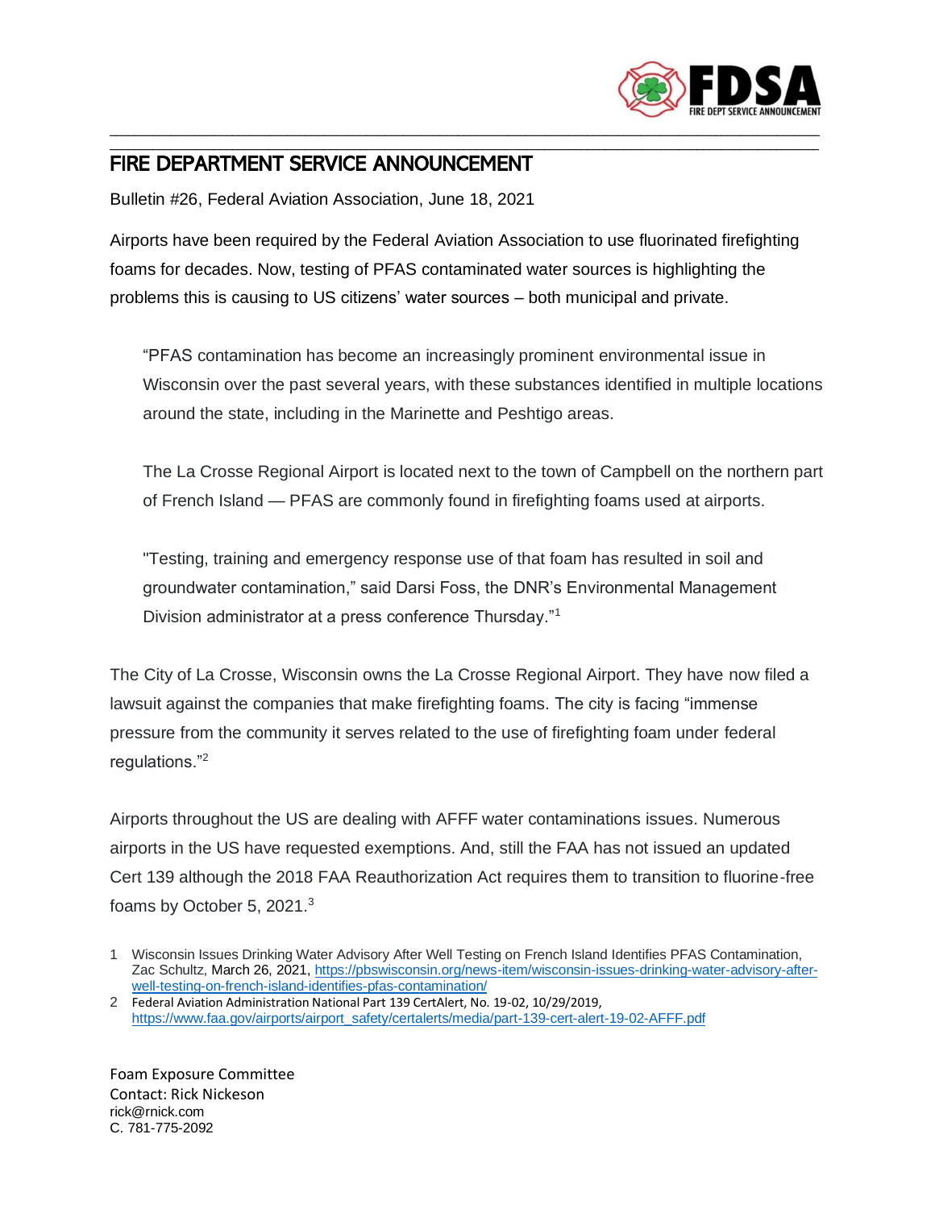# FIRE DEPARTMENT SERVICE ANNOUNCEMENT

Bulletin #26, Federal Aviation Association, June 18, 2021

Airports have been required by the Federal Aviation Association to use fluorinated firefighting foams for decades. Now, testing of PFAS contaminated water sources is highlighting the problems this is causing to US citizens' water sources – both municipal and private.

> "PFAS contamination has become an increasingly prominent environmental issue in Wisconsin over the past several years, with these substances identified in multiple locations around the state, including in the Marinette and Peshtigo areas.
>
> The La Crosse Regional Airport is located next to the town of Campbell on the northern part of French Island — PFAS are commonly found in firefighting foams used at airports.
>
> "Testing, training and emergency response use of that foam has resulted in soil and groundwater contamination," said Darsi Foss, the DNR's Environmental Management Division administrator at a press conference Thursday."[1]

The City of La Crosse, Wisconsin owns the La Crosse Regional Airport. They have now filed a lawsuit against the companies that make firefighting foams. The city is facing "immense pressure from the community it serves related to the use of firefighting foam under federal regulations."[2]

Airports throughout the US are dealing with AFFF water contaminations issues. Numerous airports in the US have requested exemptions. And, still the FAA has not issued an updated Cert 139 although the 2018 FAA Reauthorization Act requires them to transition to fluorine-free foams by October 5, 2021.[3]

1 Wisconsin Issues Drinking Water Advisory After Well Testing on French Island Identifies PFAS Contamination, Zac Schultz, March 26, 2021, https://pbswisconsin.org/news-item/wisconsin-issues-drinking-water-advisory-after-well-testing-on-french-island-identifies-pfas-contamination/

2 Federal Aviation Administration National Part 139 CertAlert, No. 19-02, 10/29/2019, https://www.faa.gov/airports/airport_safety/certalerts/media/part-139-cert-alert-19-02-AFFF.pdf

Foam Exposure Committee
Contact: Rick Nickeson
rick@rnick.com
C. 781-775-2092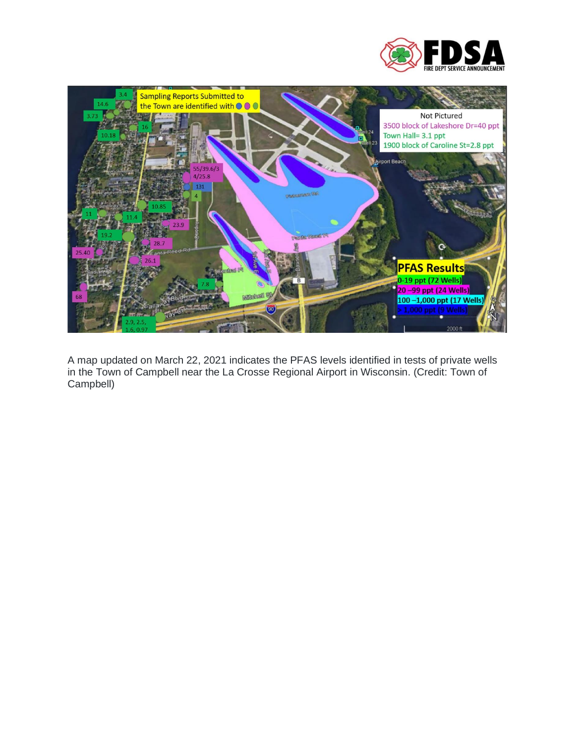Sampling Reports Submitted to the Town are identified with ● ● ●

Not Pictured
3500 block of Lakeshore Dr=40 ppt
Town Hall= 3.1 ppt
1900 block of Caroline St=2.8 ppt

PFAS Results
0-19 ppt (72 Wells)
20 –99 ppt (24 Wells)
100 –1,000 ppt (17 Wells)
> 1,000 ppt (9 Wells)

3.4
14.6
3.73
10.18
16
55/39.6/3
4/25.8
131
4
10.85
11
11.4
23.9
19.2
28.7
25.40
26.1
7.8
68
2.9, 2.5,
1.6, 0.97

2000 ft

A map updated on March 22, 2021 indicates the PFAS levels identified in tests of private wells in the Town of Campbell near the La Crosse Regional Airport in Wisconsin. (Credit: Town of Campbell)